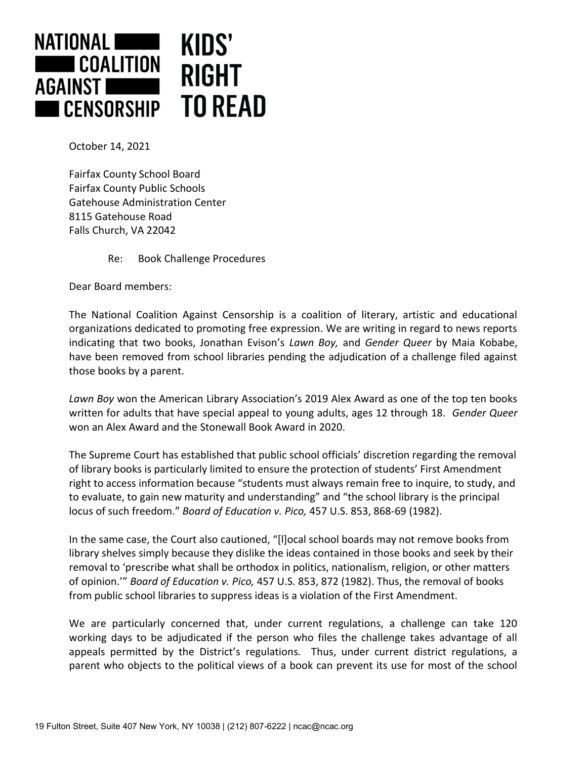NATIONAL COALITION AGAINST CENSORSHIP

KIDS' RIGHT TO READ

October 14, 2021

Fairfax County School Board
Fairfax County Public Schools
Gatehouse Administration Center
8115 Gatehouse Road
Falls Church, VA 22042

Re: Book Challenge Procedures

Dear Board members:

The National Coalition Against Censorship is a coalition of literary, artistic and educational organizations dedicated to promoting free expression. We are writing in regard to news reports indicating that two books, Jonathan Evison's *Lawn Boy,* and *Gender Queer* by Maia Kobabe, have been removed from school libraries pending the adjudication of a challenge filed against those books by a parent.

*Lawn Boy* won the American Library Association's 2019 Alex Award as one of the top ten books written for adults that have special appeal to young adults, ages 12 through 18. *Gender Queer* won an Alex Award and the Stonewall Book Award in 2020.

The Supreme Court has established that public school officials' discretion regarding the removal of library books is particularly limited to ensure the protection of students' First Amendment right to access information because "students must always remain free to inquire, to study, and to evaluate, to gain new maturity and understanding" and "the school library is the principal locus of such freedom." *Board of Education v. Pico,* 457 U.S. 853, 868-69 (1982).

In the same case, the Court also cautioned, "[l]ocal school boards may not remove books from library shelves simply because they dislike the ideas contained in those books and seek by their removal to 'prescribe what shall be orthodox in politics, nationalism, religion, or other matters of opinion.'" *Board of Education v. Pico,* 457 U.S. 853, 872 (1982). Thus, the removal of books from public school libraries to suppress ideas is a violation of the First Amendment.

We are particularly concerned that, under current regulations, a challenge can take 120 working days to be adjudicated if the person who files the challenge takes advantage of all appeals permitted by the District's regulations. Thus, under current district regulations, a parent who objects to the political views of a book can prevent its use for most of the school

19 Fulton Street, Suite 407 New York, NY 10038 | (212) 807-6222 | ncac@ncac.org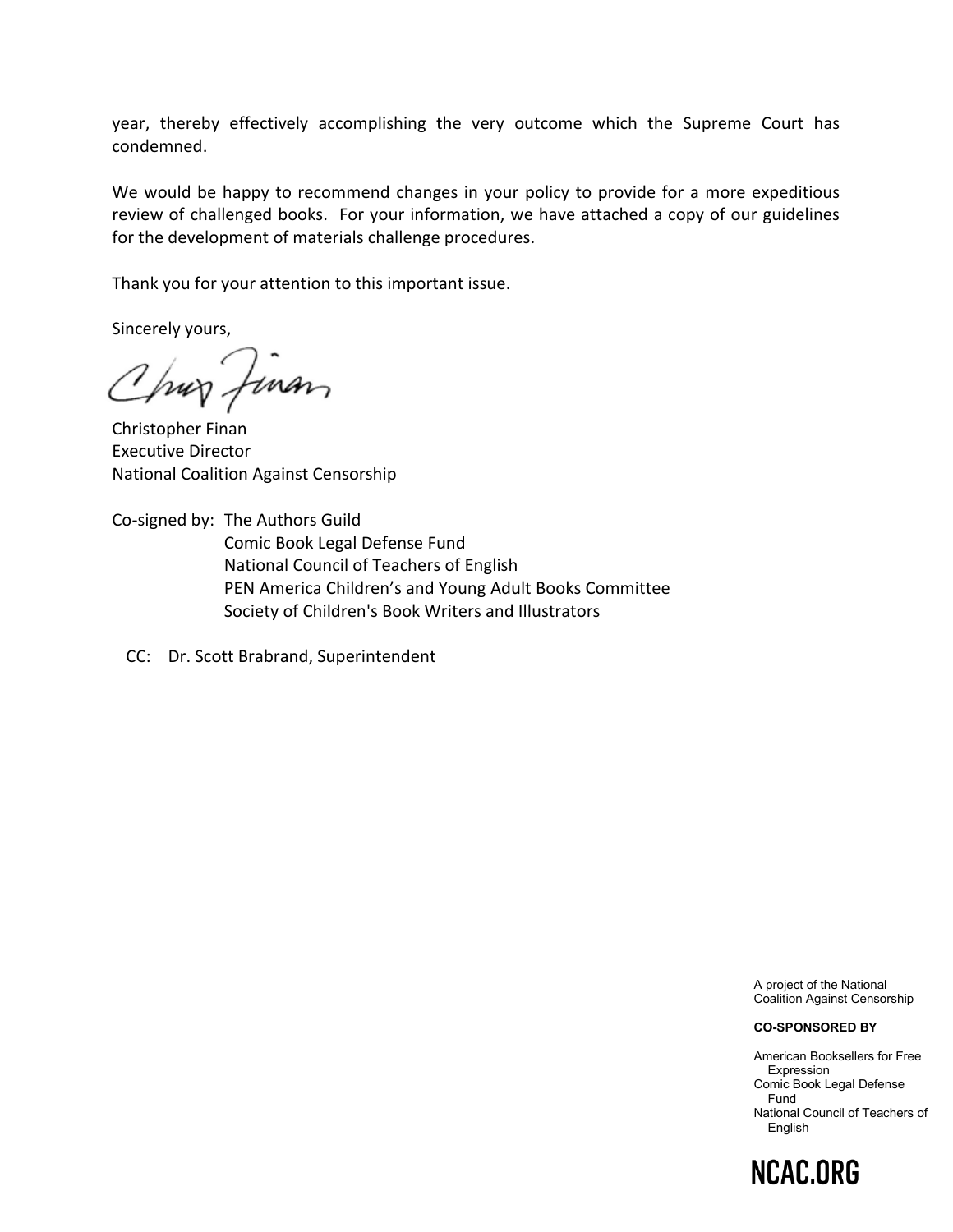year, thereby effectively accomplishing the very outcome which the Supreme Court has condemned.

We would be happy to recommend changes in your policy to provide for a more expeditious review of challenged books. For your information, we have attached a copy of our guidelines for the development of materials challenge procedures.

Thank you for your attention to this important issue.

Sincerely yours,

Christopher Finan
Executive Director
National Coalition Against Censorship

Co-signed by: The Authors Guild
Comic Book Legal Defense Fund
National Council of Teachers of English
PEN America Children's and Young Adult Books Committee
Society of Children's Book Writers and Illustrators

CC: Dr. Scott Brabrand, Superintendent

A project of the National Coalition Against Censorship

**CO-SPONSORED BY**

American Booksellers for Free Expression
Comic Book Legal Defense Fund
National Council of Teachers of English

**NCAC.ORG**